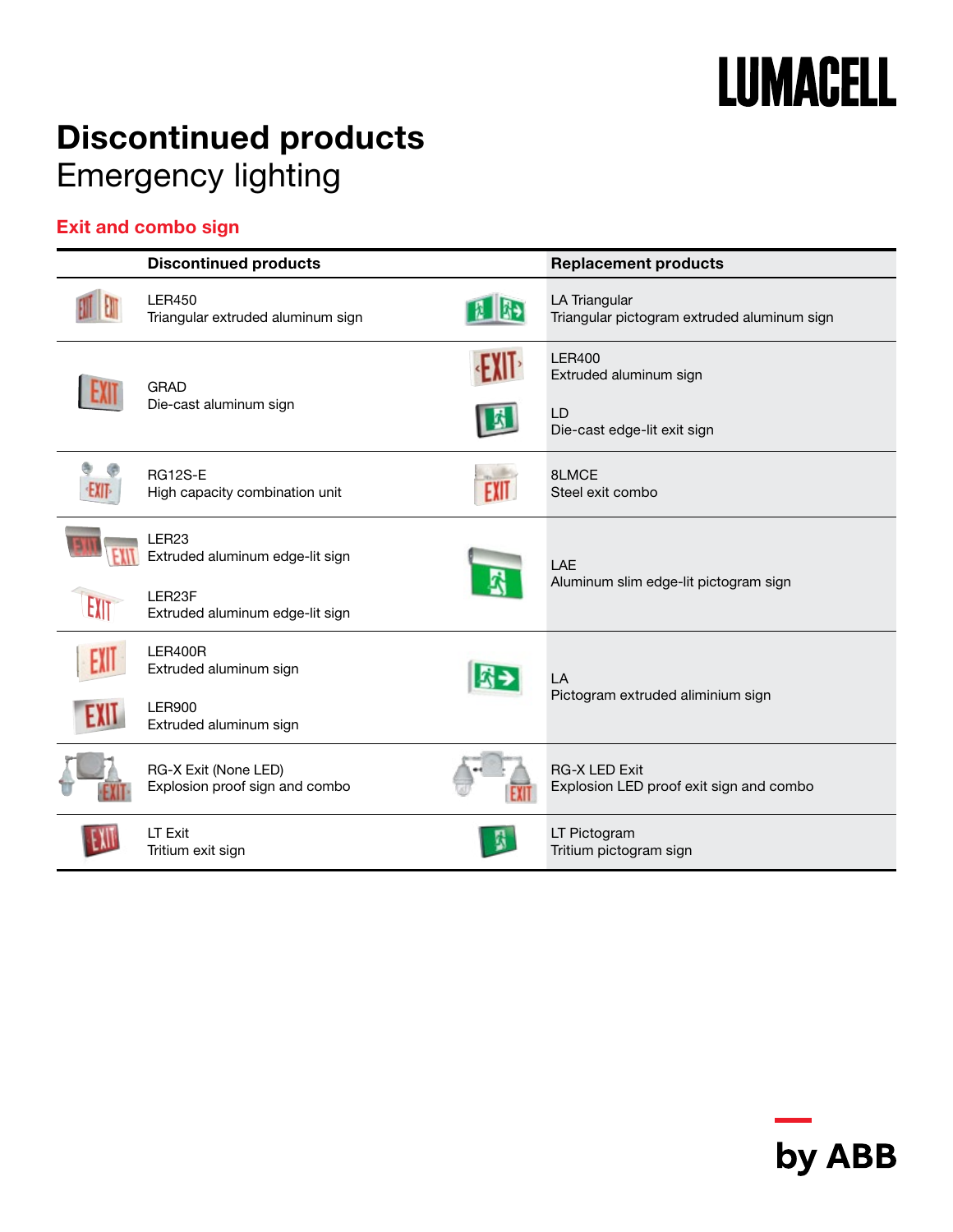# Discontinued products

## Emergency lighting

### Exit and combo sign

| Discontinued products | Replacement products |
|---|---|
| LER450<br>Triangular extruded aluminum sign | LA Triangular<br>Triangular pictogram extruded aluminum sign |
| GRAD<br>Die-cast aluminum sign | LER400<br>Extruded aluminum sign<br><br>LD<br>Die-cast edge-lit exit sign |
| RG12S-E<br>High capacity combination unit | 8LMCE<br>Steel exit combo |
| LER23<br>Extruded aluminum edge-lit sign<br><br>LER23F<br>Extruded aluminum edge-lit sign | LAE<br>Aluminum slim edge-lit pictogram sign |
| LER400R<br>Extruded aluminum sign<br><br>LER900<br>Extruded aluminum sign | LA<br>Pictogram extruded aliminium sign |
| RG-X Exit (None LED)<br>Explosion proof sign and combo | RG-X LED Exit<br>Explosion LED proof exit sign and combo |
| LT Exit<br>Tritium exit sign | LT Pictogram<br>Tritium pictogram sign |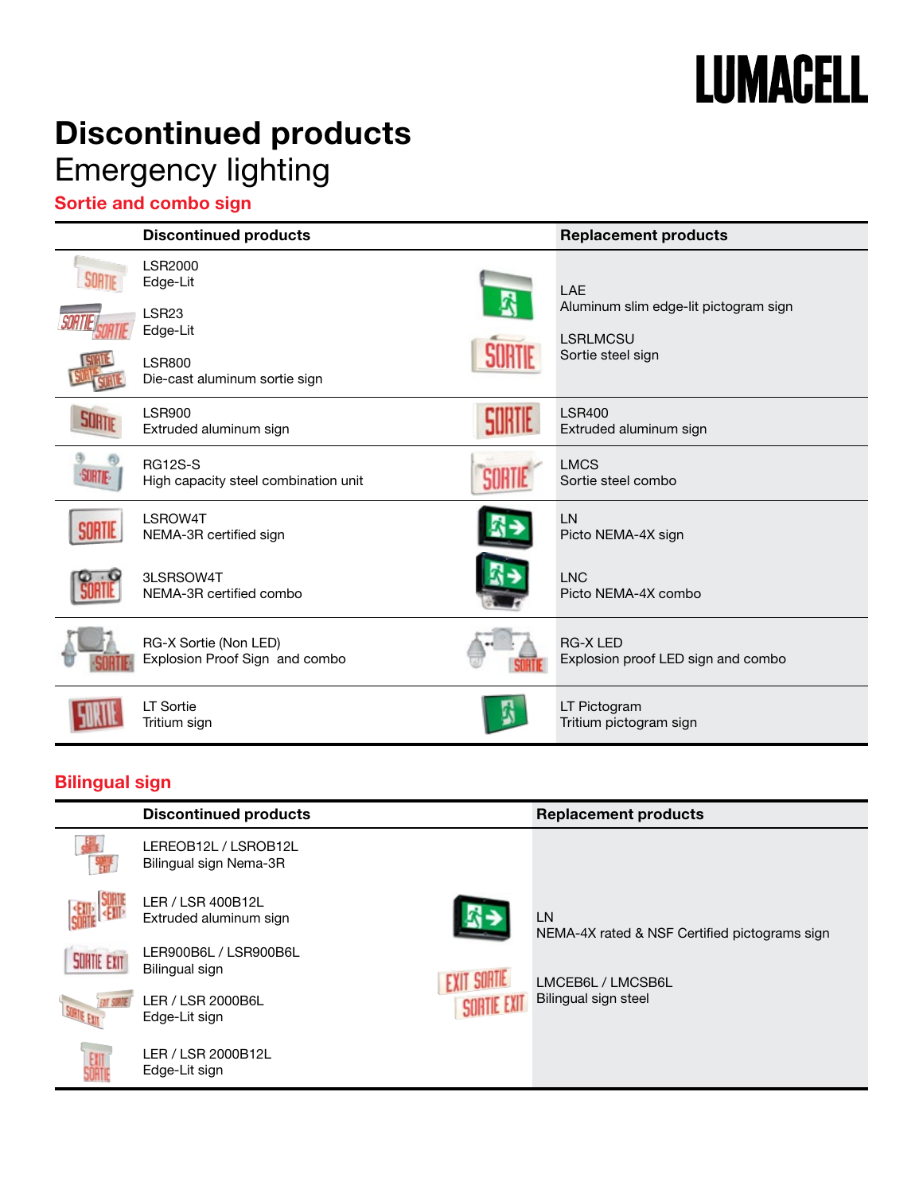# Discontinued products

## Emergency lighting

### Sortie and combo sign

| Discontinued products | Replacement products |
|---|---|
| LSR2000<br>Edge-Lit<br><br>LSR23<br>Edge-Lit<br><br>LSR800<br>Die-cast aluminum sortie sign | LAE<br>Aluminum slim edge-lit pictogram sign<br><br>LSRLMCSU<br>Sortie steel sign |
| LSR900<br>Extruded aluminum sign | LSR400<br>Extruded aluminum sign |
| RG12S-S<br>High capacity steel combination unit | LMCS<br>Sortie steel combo |
| LSROW4T<br>NEMA-3R certified sign<br><br>3LSRSOW4T<br>NEMA-3R certified combo | LN<br>Picto NEMA-4X sign<br><br>LNC<br>Picto NEMA-4X combo |
| RG-X Sortie (Non LED)<br>Explosion Proof Sign and combo | RG-X LED<br>Explosion proof LED sign and combo |
| LT Sortie<br>Tritium sign | LT Pictogram<br>Tritium pictogram sign |

### Bilingual sign

| Discontinued products | Replacement products |
|---|---|
| LEREOB12L / LSROB12L<br>Bilingual sign Nema-3R<br><br>LER / LSR 400B12L<br>Extruded aluminum sign<br><br>LER900B6L / LSR900B6L<br>Bilingual sign<br><br>LER / LSR 2000B6L<br>Edge-Lit sign<br><br>LER / LSR 2000B12L<br>Edge-Lit sign | LN<br>NEMA-4X rated & NSF Certified pictograms sign<br><br>LMCEB6L / LMCSB6L<br>Bilingual sign steel |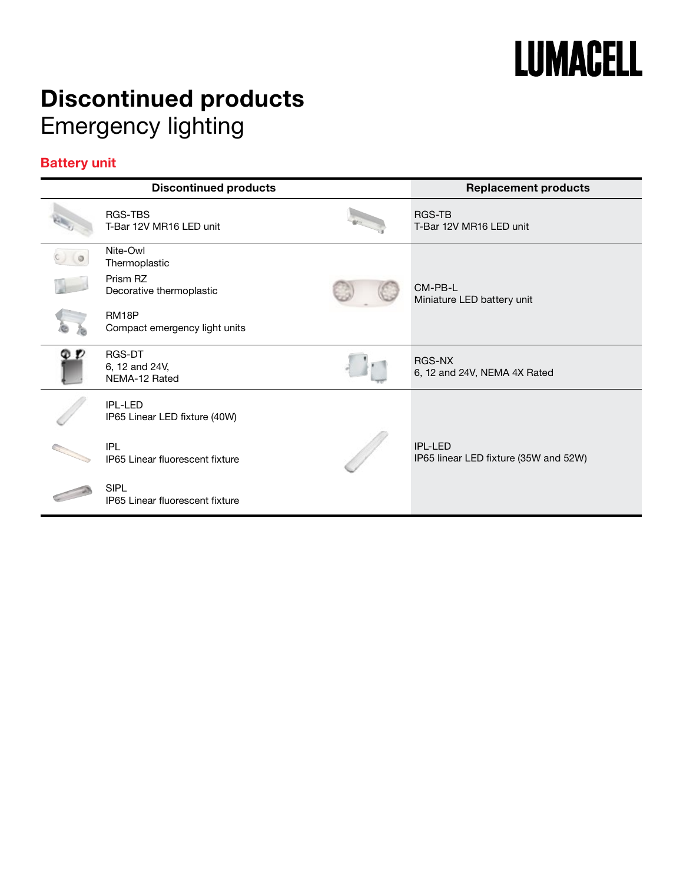LUMACELL

# Discontinued products
## Emergency lighting

### Battery unit

| Discontinued products | Replacement products |
| --- | --- |
| RGS-TBS<br>T-Bar 12V MR16 LED unit | RGS-TB<br>T-Bar 12V MR16 LED unit |
| Nite-Owl<br>Thermoplastic<br><br>Prism RZ<br>Decorative thermoplastic<br><br>RM18P<br>Compact emergency light units | CM-PB-L<br>Miniature LED battery unit |
| RGS-DT<br>6, 12 and 24V,<br>NEMA-12 Rated | RGS-NX<br>6, 12 and 24V, NEMA 4X Rated |
| IPL-LED<br>IP65 Linear LED fixture (40W)<br><br>IPL<br>IP65 Linear fluorescent fixture<br><br>SIPL<br>IP65 Linear fluorescent fixture | IPL-LED<br>IP65 linear LED fixture (35W and 52W) |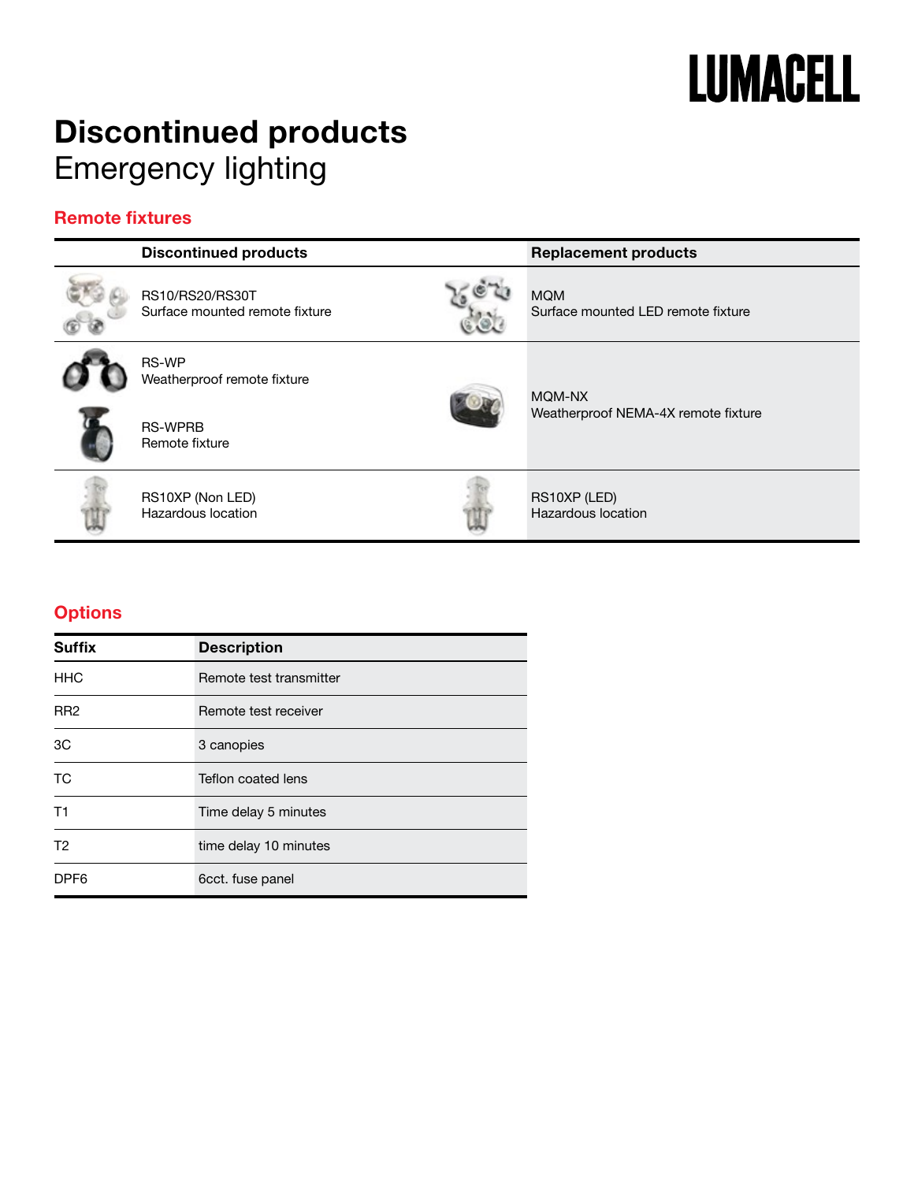LUMACELL

# Discontinued products
## Emergency lighting

### Remote fixtures

| Discontinued products | Replacement products |
| --- | --- |
| RS10/RS20/RS30T<br>Surface mounted remote fixture | MQM<br>Surface mounted LED remote fixture |
| RS-WP<br>Weatherproof remote fixture<br><br>RS-WPRB<br>Remote fixture | MQM-NX<br>Weatherproof NEMA-4X remote fixture |
| RS10XP (Non LED)<br>Hazardous location | RS10XP (LED)<br>Hazardous location |

### Options

| Suffix | Description |
| --- | --- |
| HHC | Remote test transmitter |
| RR2 | Remote test receiver |
| 3C | 3 canopies |
| TC | Teflon coated lens |
| T1 | Time delay 5 minutes |
| T2 | time delay 10 minutes |
| DPF6 | 6cct. fuse panel |